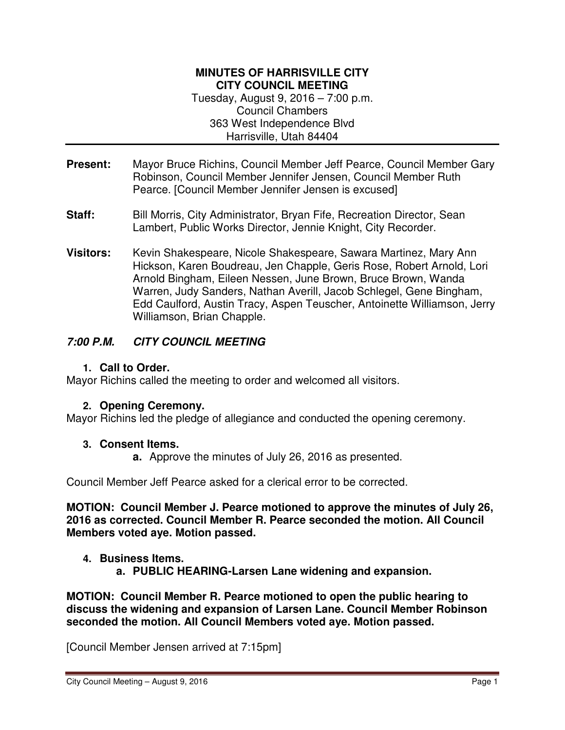**MINUTES OF HARRISVILLE CITY**
**CITY COUNCIL MEETING**
Tuesday, August 9, 2016 – 7:00 p.m.
Council Chambers
363 West Independence Blvd
Harrisville, Utah 84404

**Present:** Mayor Bruce Richins, Council Member Jeff Pearce, Council Member Gary Robinson, Council Member Jennifer Jensen, Council Member Ruth Pearce. [Council Member Jennifer Jensen is excused]

**Staff:** Bill Morris, City Administrator, Bryan Fife, Recreation Director, Sean Lambert, Public Works Director, Jennie Knight, City Recorder.

**Visitors:** Kevin Shakespeare, Nicole Shakespeare, Sawara Martinez, Mary Ann Hickson, Karen Boudreau, Jen Chapple, Geris Rose, Robert Arnold, Lori Arnold Bingham, Eileen Nessen, June Brown, Bruce Brown, Wanda Warren, Judy Sanders, Nathan Averill, Jacob Schlegel, Gene Bingham, Edd Caulford, Austin Tracy, Aspen Teuscher, Antoinette Williamson, Jerry Williamson, Brian Chapple.

## *7:00 P.M. CITY COUNCIL MEETING*

1. **Call to Order.**

Mayor Richins called the meeting to order and welcomed all visitors.

2. **Opening Ceremony.**

Mayor Richins led the pledge of allegiance and conducted the opening ceremony.

3. **Consent Items.**
   - **a.** Approve the minutes of July 26, 2016 as presented.

Council Member Jeff Pearce asked for a clerical error to be corrected.

**MOTION: Council Member J. Pearce motioned to approve the minutes of July 26, 2016 as corrected. Council Member R. Pearce seconded the motion. All Council Members voted aye. Motion passed.**

4. **Business Items.**
   - **a. PUBLIC HEARING-Larsen Lane widening and expansion.**

**MOTION: Council Member R. Pearce motioned to open the public hearing to discuss the widening and expansion of Larsen Lane. Council Member Robinson seconded the motion. All Council Members voted aye. Motion passed.**

[Council Member Jensen arrived at 7:15pm]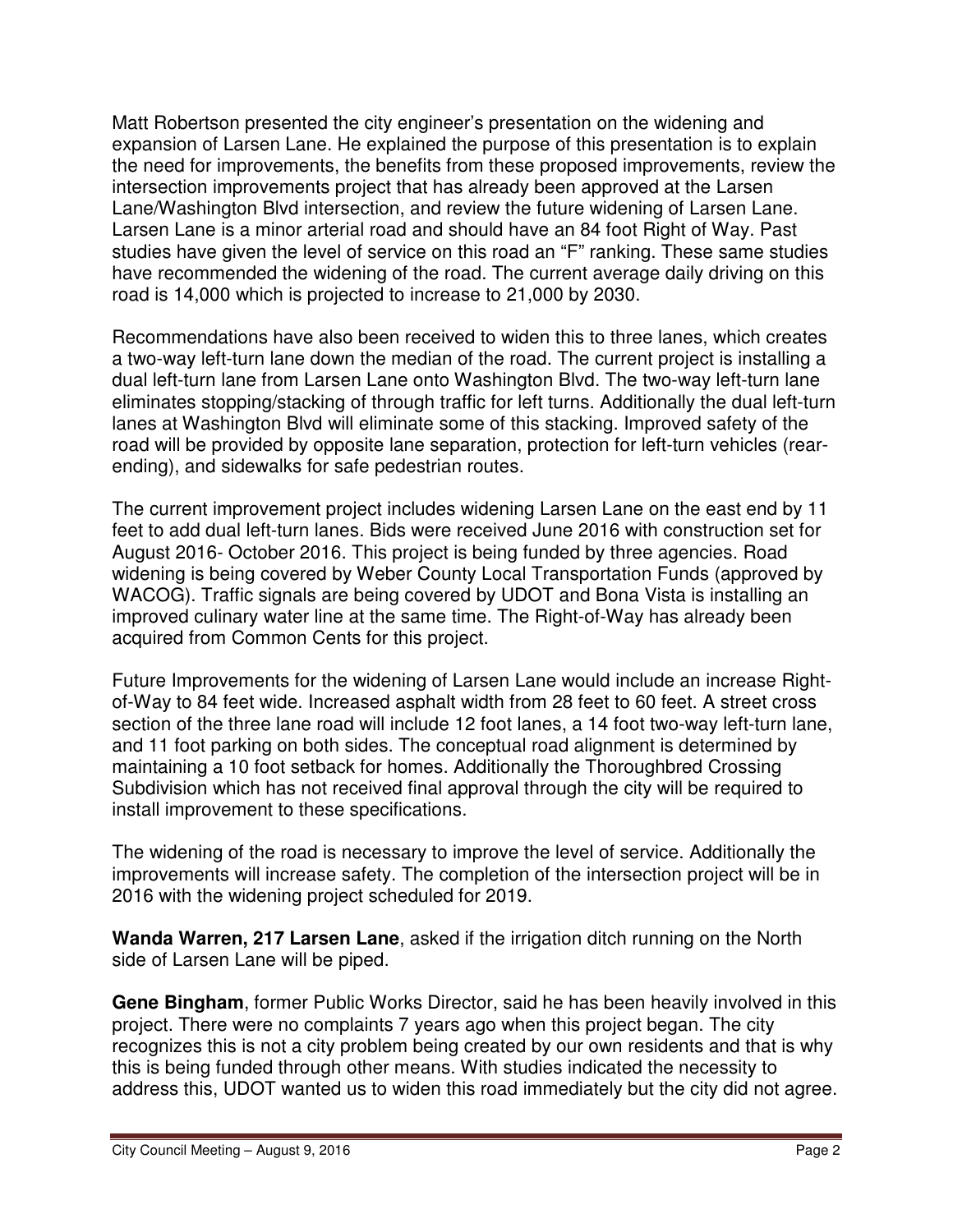Matt Robertson presented the city engineer's presentation on the widening and expansion of Larsen Lane. He explained the purpose of this presentation is to explain the need for improvements, the benefits from these proposed improvements, review the intersection improvements project that has already been approved at the Larsen Lane/Washington Blvd intersection, and review the future widening of Larsen Lane. Larsen Lane is a minor arterial road and should have an 84 foot Right of Way. Past studies have given the level of service on this road an "F" ranking. These same studies have recommended the widening of the road. The current average daily driving on this road is 14,000 which is projected to increase to 21,000 by 2030.

Recommendations have also been received to widen this to three lanes, which creates a two-way left-turn lane down the median of the road. The current project is installing a dual left-turn lane from Larsen Lane onto Washington Blvd. The two-way left-turn lane eliminates stopping/stacking of through traffic for left turns. Additionally the dual left-turn lanes at Washington Blvd will eliminate some of this stacking. Improved safety of the road will be provided by opposite lane separation, protection for left-turn vehicles (rear-ending), and sidewalks for safe pedestrian routes.

The current improvement project includes widening Larsen Lane on the east end by 11 feet to add dual left-turn lanes. Bids were received June 2016 with construction set for August 2016- October 2016. This project is being funded by three agencies. Road widening is being covered by Weber County Local Transportation Funds (approved by WACOG). Traffic signals are being covered by UDOT and Bona Vista is installing an improved culinary water line at the same time. The Right-of-Way has already been acquired from Common Cents for this project.

Future Improvements for the widening of Larsen Lane would include an increase Right-of-Way to 84 feet wide. Increased asphalt width from 28 feet to 60 feet. A street cross section of the three lane road will include 12 foot lanes, a 14 foot two-way left-turn lane, and 11 foot parking on both sides. The conceptual road alignment is determined by maintaining a 10 foot setback for homes. Additionally the Thoroughbred Crossing Subdivision which has not received final approval through the city will be required to install improvement to these specifications.

The widening of the road is necessary to improve the level of service. Additionally the improvements will increase safety. The completion of the intersection project will be in 2016 with the widening project scheduled for 2019.

**Wanda Warren, 217 Larsen Lane**, asked if the irrigation ditch running on the North side of Larsen Lane will be piped.

**Gene Bingham**, former Public Works Director, said he has been heavily involved in this project. There were no complaints 7 years ago when this project began. The city recognizes this is not a city problem being created by our own residents and that is why this is being funded through other means. With studies indicated the necessity to address this, UDOT wanted us to widen this road immediately but the city did not agree.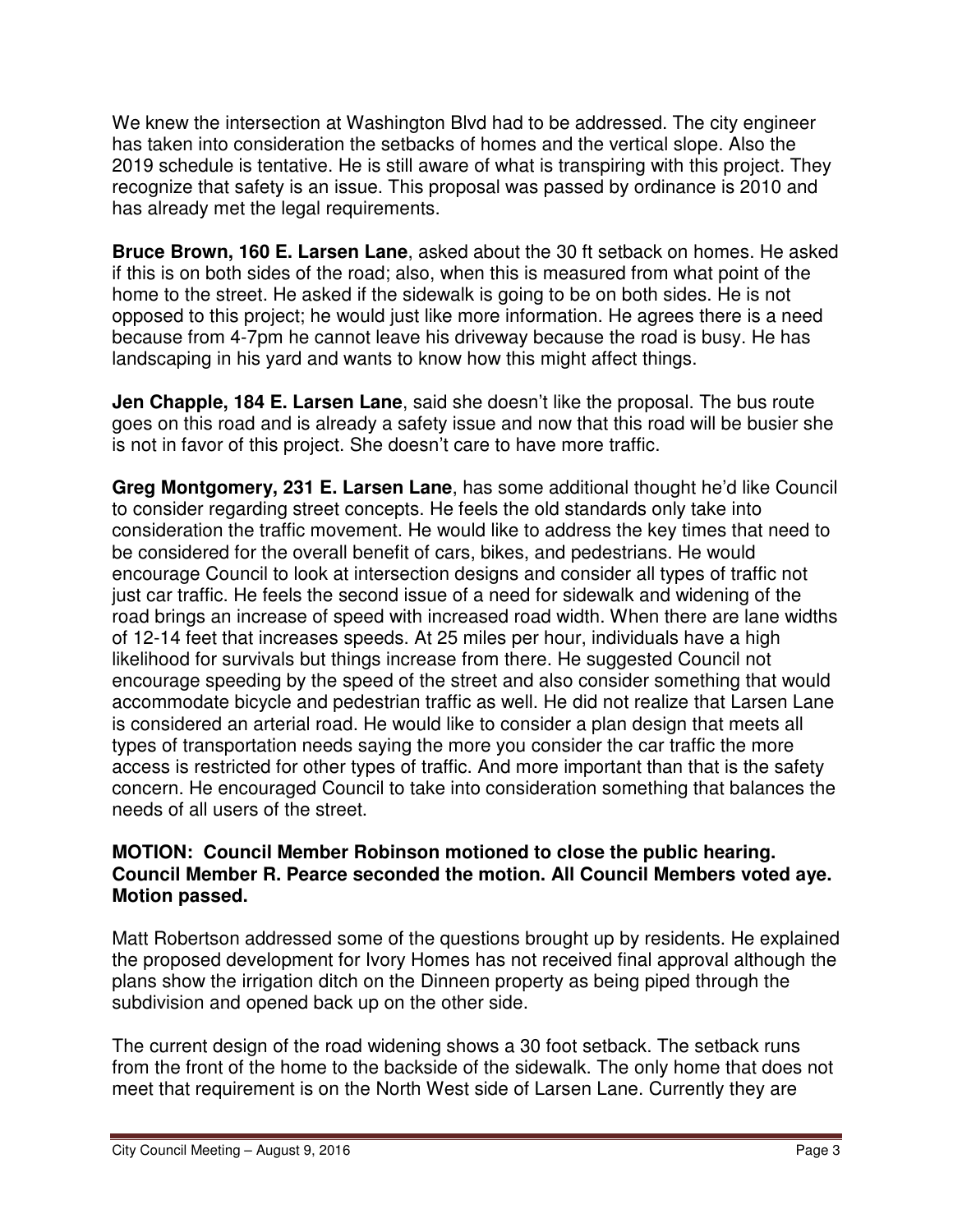We knew the intersection at Washington Blvd had to be addressed. The city engineer has taken into consideration the setbacks of homes and the vertical slope. Also the 2019 schedule is tentative. He is still aware of what is transpiring with this project. They recognize that safety is an issue. This proposal was passed by ordinance is 2010 and has already met the legal requirements.

**Bruce Brown, 160 E. Larsen Lane**, asked about the 30 ft setback on homes. He asked if this is on both sides of the road; also, when this is measured from what point of the home to the street. He asked if the sidewalk is going to be on both sides. He is not opposed to this project; he would just like more information. He agrees there is a need because from 4-7pm he cannot leave his driveway because the road is busy. He has landscaping in his yard and wants to know how this might affect things.

**Jen Chapple, 184 E. Larsen Lane**, said she doesn't like the proposal. The bus route goes on this road and is already a safety issue and now that this road will be busier she is not in favor of this project. She doesn't care to have more traffic.

**Greg Montgomery, 231 E. Larsen Lane**, has some additional thought he'd like Council to consider regarding street concepts. He feels the old standards only take into consideration the traffic movement. He would like to address the key times that need to be considered for the overall benefit of cars, bikes, and pedestrians. He would encourage Council to look at intersection designs and consider all types of traffic not just car traffic. He feels the second issue of a need for sidewalk and widening of the road brings an increase of speed with increased road width. When there are lane widths of 12-14 feet that increases speeds. At 25 miles per hour, individuals have a high likelihood for survivals but things increase from there. He suggested Council not encourage speeding by the speed of the street and also consider something that would accommodate bicycle and pedestrian traffic as well. He did not realize that Larsen Lane is considered an arterial road. He would like to consider a plan design that meets all types of transportation needs saying the more you consider the car traffic the more access is restricted for other types of traffic. And more important than that is the safety concern. He encouraged Council to take into consideration something that balances the needs of all users of the street.

**MOTION: Council Member Robinson motioned to close the public hearing. Council Member R. Pearce seconded the motion. All Council Members voted aye. Motion passed.**

Matt Robertson addressed some of the questions brought up by residents. He explained the proposed development for Ivory Homes has not received final approval although the plans show the irrigation ditch on the Dinneen property as being piped through the subdivision and opened back up on the other side.

The current design of the road widening shows a 30 foot setback. The setback runs from the front of the home to the backside of the sidewalk. The only home that does not meet that requirement is on the North West side of Larsen Lane. Currently they are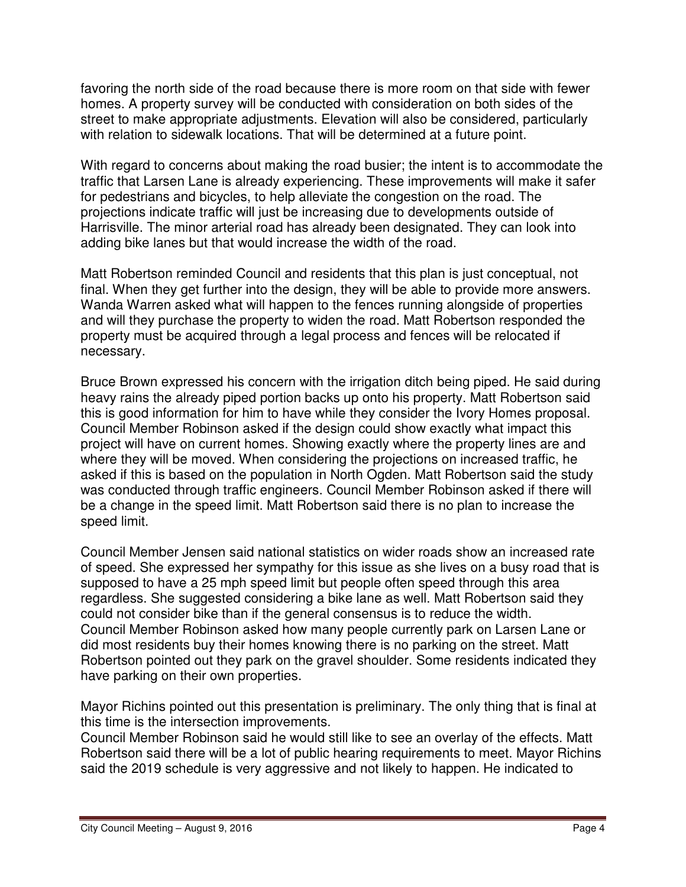favoring the north side of the road because there is more room on that side with fewer homes. A property survey will be conducted with consideration on both sides of the street to make appropriate adjustments. Elevation will also be considered, particularly with relation to sidewalk locations. That will be determined at a future point.

With regard to concerns about making the road busier; the intent is to accommodate the traffic that Larsen Lane is already experiencing. These improvements will make it safer for pedestrians and bicycles, to help alleviate the congestion on the road. The projections indicate traffic will just be increasing due to developments outside of Harrisville. The minor arterial road has already been designated. They can look into adding bike lanes but that would increase the width of the road.

Matt Robertson reminded Council and residents that this plan is just conceptual, not final. When they get further into the design, they will be able to provide more answers. Wanda Warren asked what will happen to the fences running alongside of properties and will they purchase the property to widen the road. Matt Robertson responded the property must be acquired through a legal process and fences will be relocated if necessary.

Bruce Brown expressed his concern with the irrigation ditch being piped. He said during heavy rains the already piped portion backs up onto his property. Matt Robertson said this is good information for him to have while they consider the Ivory Homes proposal. Council Member Robinson asked if the design could show exactly what impact this project will have on current homes. Showing exactly where the property lines are and where they will be moved. When considering the projections on increased traffic, he asked if this is based on the population in North Ogden. Matt Robertson said the study was conducted through traffic engineers. Council Member Robinson asked if there will be a change in the speed limit. Matt Robertson said there is no plan to increase the speed limit.

Council Member Jensen said national statistics on wider roads show an increased rate of speed. She expressed her sympathy for this issue as she lives on a busy road that is supposed to have a 25 mph speed limit but people often speed through this area regardless. She suggested considering a bike lane as well. Matt Robertson said they could not consider bike than if the general consensus is to reduce the width.
Council Member Robinson asked how many people currently park on Larsen Lane or did most residents buy their homes knowing there is no parking on the street. Matt Robertson pointed out they park on the gravel shoulder. Some residents indicated they have parking on their own properties.

Mayor Richins pointed out this presentation is preliminary. The only thing that is final at this time is the intersection improvements.
Council Member Robinson said he would still like to see an overlay of the effects. Matt Robertson said there will be a lot of public hearing requirements to meet. Mayor Richins said the 2019 schedule is very aggressive and not likely to happen. He indicated to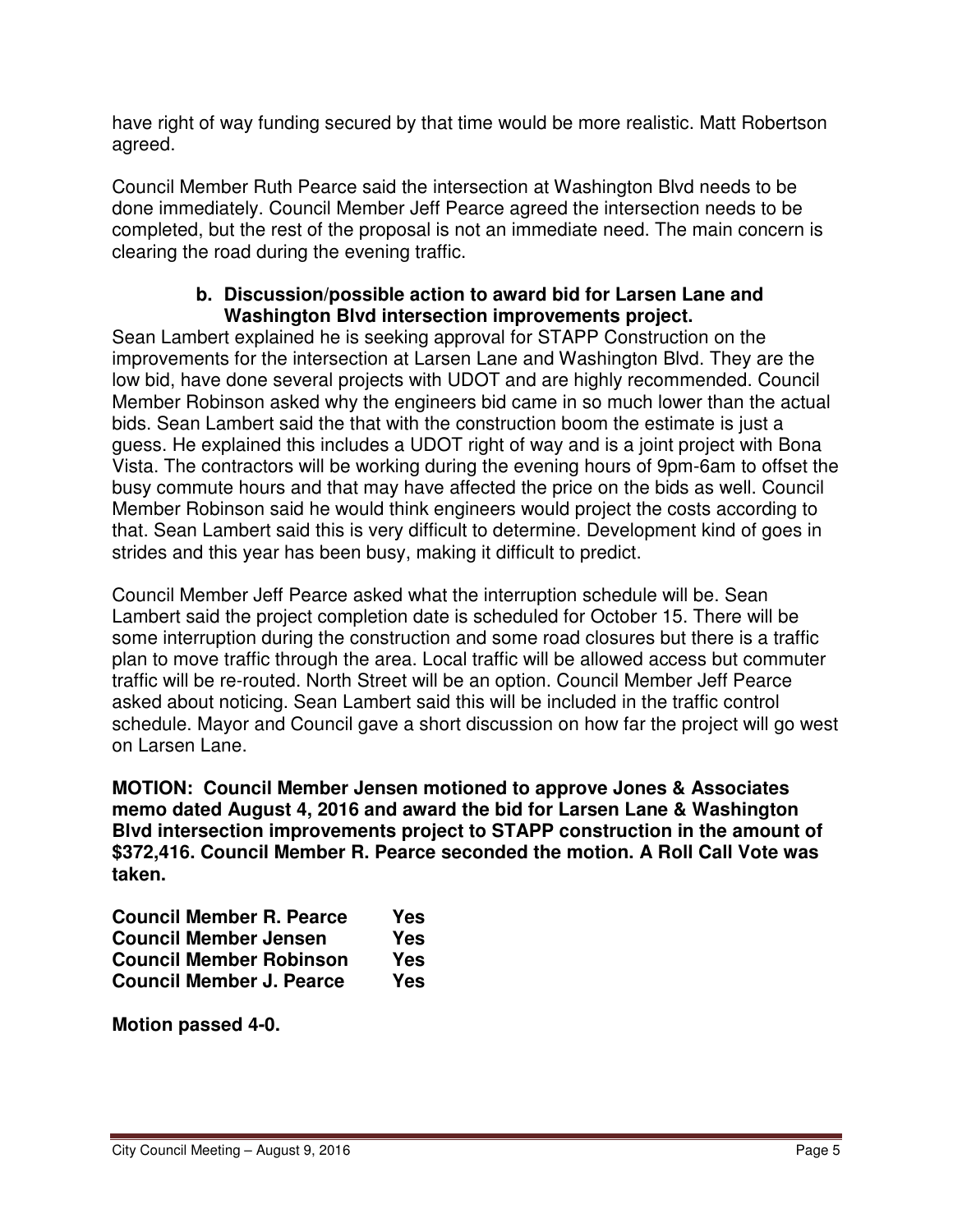have right of way funding secured by that time would be more realistic. Matt Robertson agreed.

Council Member Ruth Pearce said the intersection at Washington Blvd needs to be done immediately. Council Member Jeff Pearce agreed the intersection needs to be completed, but the rest of the proposal is not an immediate need. The main concern is clearing the road during the evening traffic.

**b. Discussion/possible action to award bid for Larsen Lane and Washington Blvd intersection improvements project.**

Sean Lambert explained he is seeking approval for STAPP Construction on the improvements for the intersection at Larsen Lane and Washington Blvd. They are the low bid, have done several projects with UDOT and are highly recommended. Council Member Robinson asked why the engineers bid came in so much lower than the actual bids. Sean Lambert said the that with the construction boom the estimate is just a guess. He explained this includes a UDOT right of way and is a joint project with Bona Vista. The contractors will be working during the evening hours of 9pm-6am to offset the busy commute hours and that may have affected the price on the bids as well. Council Member Robinson said he would think engineers would project the costs according to that. Sean Lambert said this is very difficult to determine. Development kind of goes in strides and this year has been busy, making it difficult to predict.

Council Member Jeff Pearce asked what the interruption schedule will be. Sean Lambert said the project completion date is scheduled for October 15. There will be some interruption during the construction and some road closures but there is a traffic plan to move traffic through the area. Local traffic will be allowed access but commuter traffic will be re-routed. North Street will be an option. Council Member Jeff Pearce asked about noticing. Sean Lambert said this will be included in the traffic control schedule. Mayor and Council gave a short discussion on how far the project will go west on Larsen Lane.

**MOTION: Council Member Jensen motioned to approve Jones & Associates memo dated August 4, 2016 and award the bid for Larsen Lane & Washington Blvd intersection improvements project to STAPP construction in the amount of $372,416. Council Member R. Pearce seconded the motion. A Roll Call Vote was taken.**

**Council Member R. Pearce Yes**
**Council Member Jensen Yes**
**Council Member Robinson Yes**
**Council Member J. Pearce Yes**

**Motion passed 4-0.**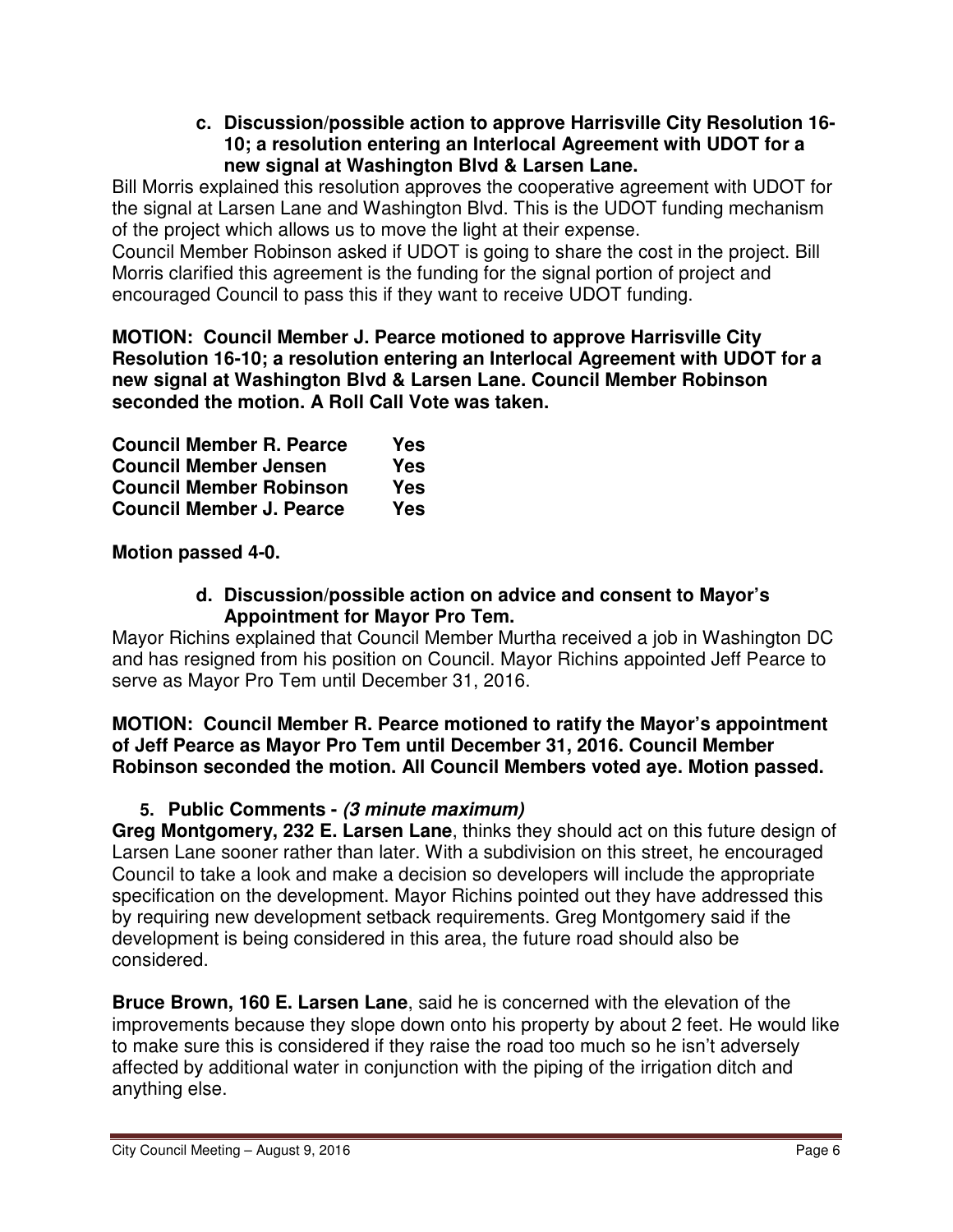**c. Discussion/possible action to approve Harrisville City Resolution 16-10; a resolution entering an Interlocal Agreement with UDOT for a new signal at Washington Blvd & Larsen Lane.**

Bill Morris explained this resolution approves the cooperative agreement with UDOT for the signal at Larsen Lane and Washington Blvd. This is the UDOT funding mechanism of the project which allows us to move the light at their expense.

Council Member Robinson asked if UDOT is going to share the cost in the project. Bill Morris clarified this agreement is the funding for the signal portion of project and encouraged Council to pass this if they want to receive UDOT funding.

**MOTION: Council Member J. Pearce motioned to approve Harrisville City Resolution 16-10; a resolution entering an Interlocal Agreement with UDOT for a new signal at Washington Blvd & Larsen Lane. Council Member Robinson seconded the motion. A Roll Call Vote was taken.**

| | |
|---|---|
| **Council Member R. Pearce** | **Yes** |
| **Council Member Jensen** | **Yes** |
| **Council Member Robinson** | **Yes** |
| **Council Member J. Pearce** | **Yes** |

**Motion passed 4-0.**

**d. Discussion/possible action on advice and consent to Mayor's Appointment for Mayor Pro Tem.**

Mayor Richins explained that Council Member Murtha received a job in Washington DC and has resigned from his position on Council. Mayor Richins appointed Jeff Pearce to serve as Mayor Pro Tem until December 31, 2016.

**MOTION: Council Member R. Pearce motioned to ratify the Mayor's appointment of Jeff Pearce as Mayor Pro Tem until December 31, 2016. Council Member Robinson seconded the motion. All Council Members voted aye. Motion passed.**

**5. Public Comments - *(3 minute maximum)***

**Greg Montgomery, 232 E. Larsen Lane**, thinks they should act on this future design of Larsen Lane sooner rather than later. With a subdivision on this street, he encouraged Council to take a look and make a decision so developers will include the appropriate specification on the development. Mayor Richins pointed out they have addressed this by requiring new development setback requirements. Greg Montgomery said if the development is being considered in this area, the future road should also be considered.

**Bruce Brown, 160 E. Larsen Lane**, said he is concerned with the elevation of the improvements because they slope down onto his property by about 2 feet. He would like to make sure this is considered if they raise the road too much so he isn't adversely affected by additional water in conjunction with the piping of the irrigation ditch and anything else.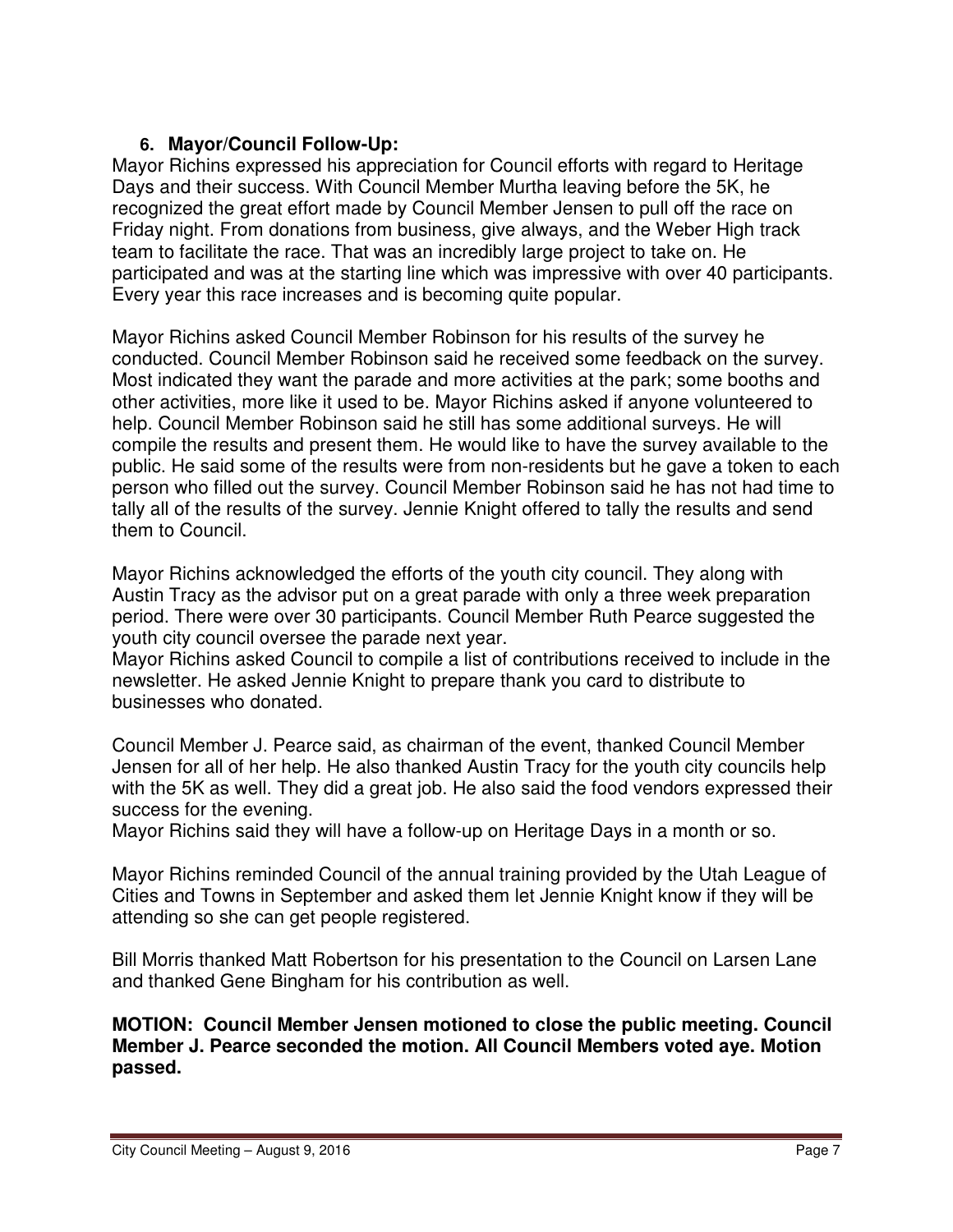6. **Mayor/Council Follow-Up:**

Mayor Richins expressed his appreciation for Council efforts with regard to Heritage Days and their success. With Council Member Murtha leaving before the 5K, he recognized the great effort made by Council Member Jensen to pull off the race on Friday night. From donations from business, give always, and the Weber High track team to facilitate the race. That was an incredibly large project to take on. He participated and was at the starting line which was impressive with over 40 participants. Every year this race increases and is becoming quite popular.

Mayor Richins asked Council Member Robinson for his results of the survey he conducted. Council Member Robinson said he received some feedback on the survey. Most indicated they want the parade and more activities at the park; some booths and other activities, more like it used to be. Mayor Richins asked if anyone volunteered to help. Council Member Robinson said he still has some additional surveys. He will compile the results and present them. He would like to have the survey available to the public. He said some of the results were from non-residents but he gave a token to each person who filled out the survey. Council Member Robinson said he has not had time to tally all of the results of the survey. Jennie Knight offered to tally the results and send them to Council.

Mayor Richins acknowledged the efforts of the youth city council. They along with Austin Tracy as the advisor put on a great parade with only a three week preparation period. There were over 30 participants. Council Member Ruth Pearce suggested the youth city council oversee the parade next year.
Mayor Richins asked Council to compile a list of contributions received to include in the newsletter. He asked Jennie Knight to prepare thank you card to distribute to businesses who donated.

Council Member J. Pearce said, as chairman of the event, thanked Council Member Jensen for all of her help. He also thanked Austin Tracy for the youth city councils help with the 5K as well. They did a great job. He also said the food vendors expressed their success for the evening.
Mayor Richins said they will have a follow-up on Heritage Days in a month or so.

Mayor Richins reminded Council of the annual training provided by the Utah League of Cities and Towns in September and asked them let Jennie Knight know if they will be attending so she can get people registered.

Bill Morris thanked Matt Robertson for his presentation to the Council on Larsen Lane and thanked Gene Bingham for his contribution as well.

**MOTION: Council Member Jensen motioned to close the public meeting. Council Member J. Pearce seconded the motion. All Council Members voted aye. Motion passed.**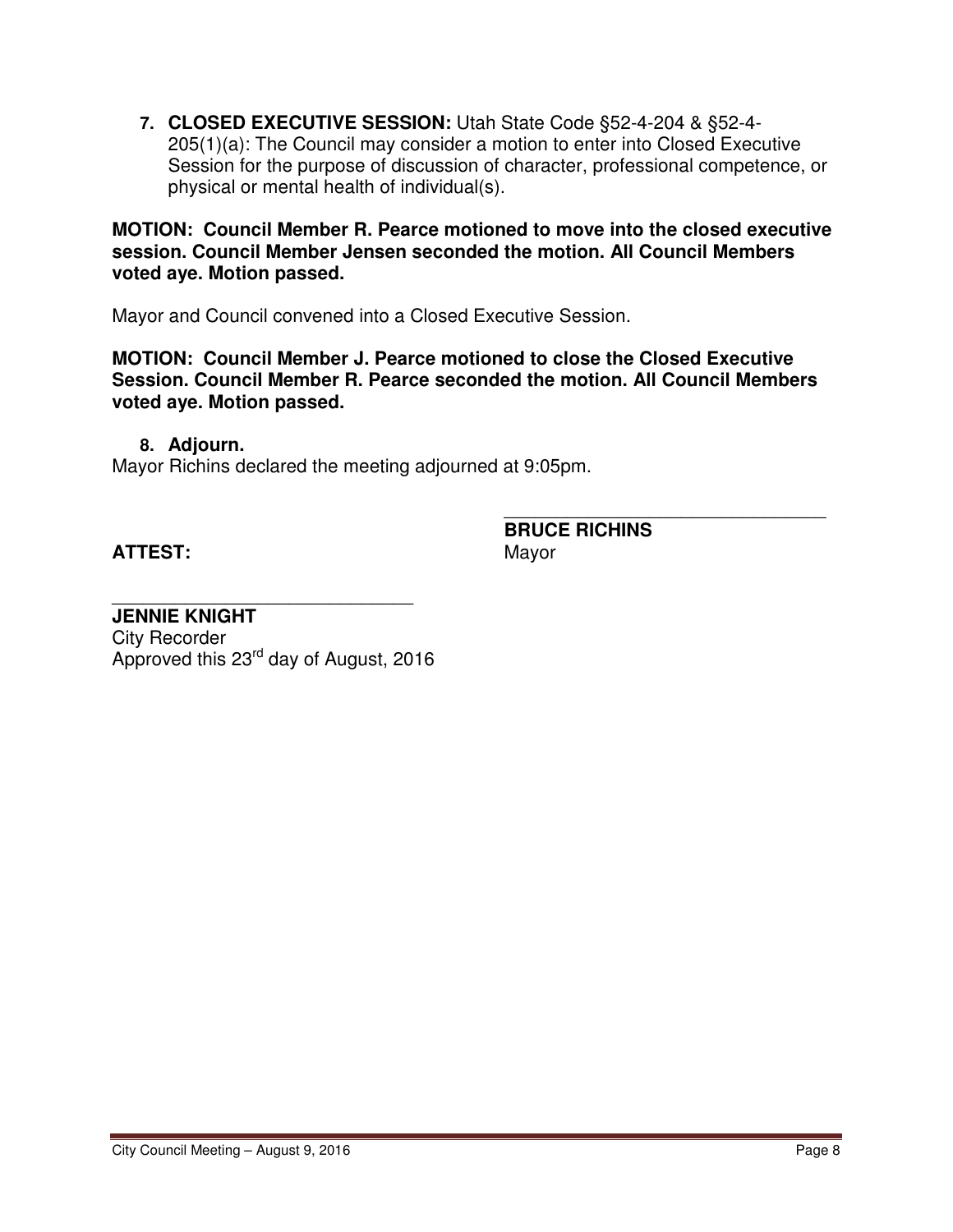7. **CLOSED EXECUTIVE SESSION:** Utah State Code §52-4-204 & §52-4-205(1)(a): The Council may consider a motion to enter into Closed Executive Session for the purpose of discussion of character, professional competence, or physical or mental health of individual(s).

**MOTION: Council Member R. Pearce motioned to move into the closed executive session. Council Member Jensen seconded the motion. All Council Members voted aye. Motion passed.**

Mayor and Council convened into a Closed Executive Session.

**MOTION: Council Member J. Pearce motioned to close the Closed Executive Session. Council Member R. Pearce seconded the motion. All Council Members voted aye. Motion passed.**

8. **Adjourn.**

Mayor Richins declared the meeting adjourned at 9:05pm.

\_\_\_\_\_\_\_\_\_\_\_\_\_\_\_\_\_\_\_\_\_\_\_\_\_\_\_\_\_\_\_\_

**BRUCE RICHINS**
Mayor

**ATTEST:**

\_\_\_\_\_\_\_\_\_\_\_\_\_\_\_\_\_\_\_\_\_\_\_\_\_\_\_\_\_\_\_\_

**JENNIE KNIGHT**
City Recorder
Approved this 23rd day of August, 2016